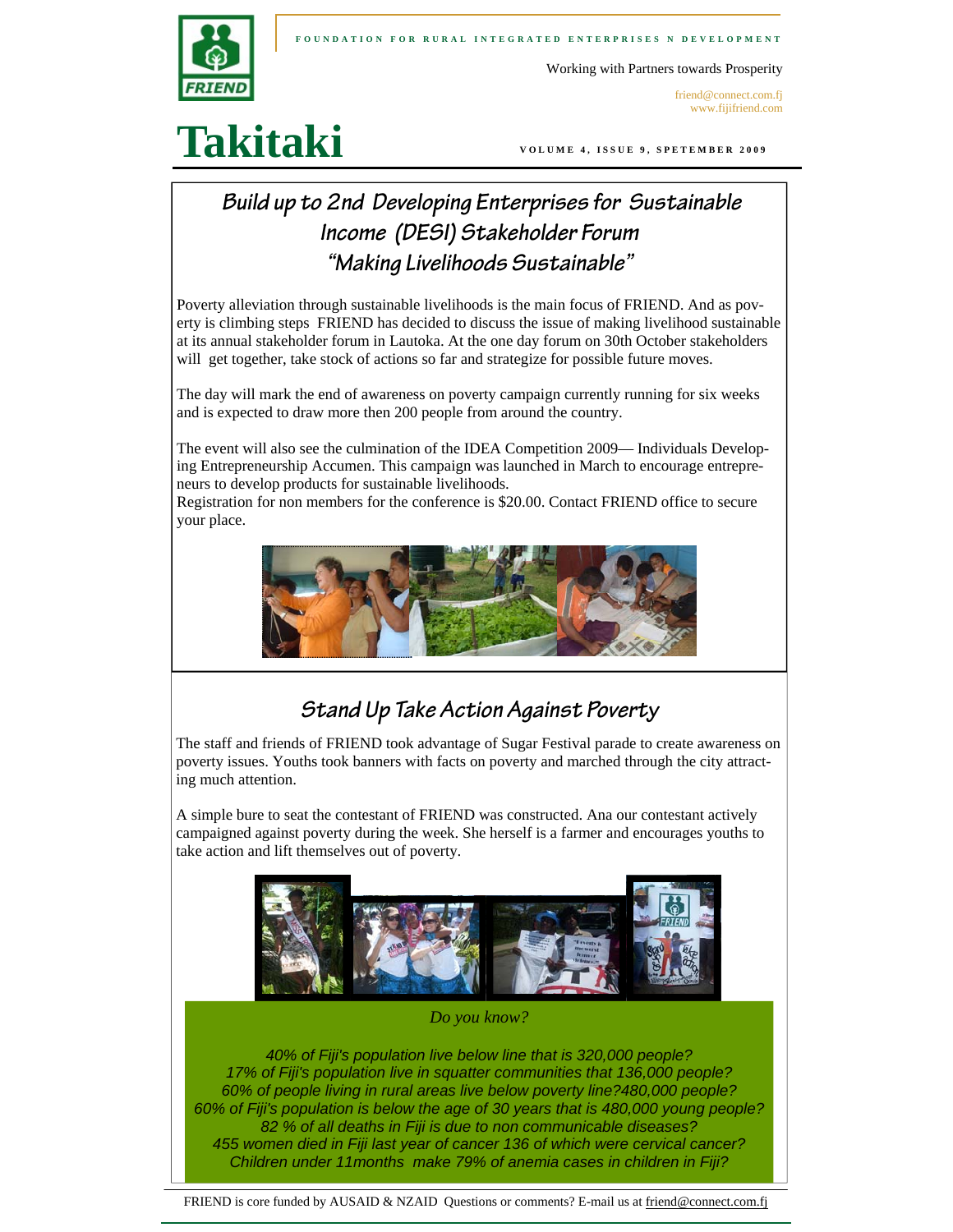FOUNDATION FOR RURAL INTEGRATED ENTERPRISES N DEVELOPMENT

Working with Partners towards Prosperity

friend@connect.com.fj
www.fijifriend.com

# Takitaki

VOLUME 4, ISSUE 9, SPETEMBER 2009

## Build up to 2nd Developing Enterprises for Sustainable Income (DESI) Stakeholder Forum "Making Livelihoods Sustainable"

Poverty alleviation through sustainable livelihoods is the main focus of FRIEND. And as poverty is climbing steps FRIEND has decided to discuss the issue of making livelihood sustainable at its annual stakeholder forum in Lautoka. At the one day forum on 30th October stakeholders will get together, take stock of actions so far and strategize for possible future moves.

The day will mark the end of awareness on poverty campaign currently running for six weeks and is expected to draw more then 200 people from around the country.

The event will also see the culmination of the IDEA Competition 2009— Individuals Developing Entrepreneurship Accumen. This campaign was launched in March to encourage entrepreneurs to develop products for sustainable livelihoods.

Registration for non members for the conference is $20.00. Contact FRIEND office to secure your place.

## Stand Up Take Action Against Poverty

The staff and friends of FRIEND took advantage of Sugar Festival parade to create awareness on poverty issues. Youths took banners with facts on poverty and marched through the city attracting much attention.

A simple bure to seat the contestant of FRIEND was constructed. Ana our contestant actively campaigned against poverty during the week. She herself is a farmer and encourages youths to take action and lift themselves out of poverty.

*Do you know?*

*40% of Fiji's population live below line that is 320,000 people?*
*17% of Fiji's population live in squatter communities that 136,000 people?*
*60% of people living in rural areas live below poverty line?480,000 people?*
*60% of Fiji's population is below the age of 30 years that is 480,000 young people?*
*82 % of all deaths in Fiji is due to non communicable diseases?*
*455 women died in Fiji last year of cancer 136 of which were cervical cancer?*
*Children under 11months make 79% of anemia cases in children in Fiji?*

FRIEND is core funded by AUSAID & NZAID Questions or comments? E-mail us at friend@connect.com.fj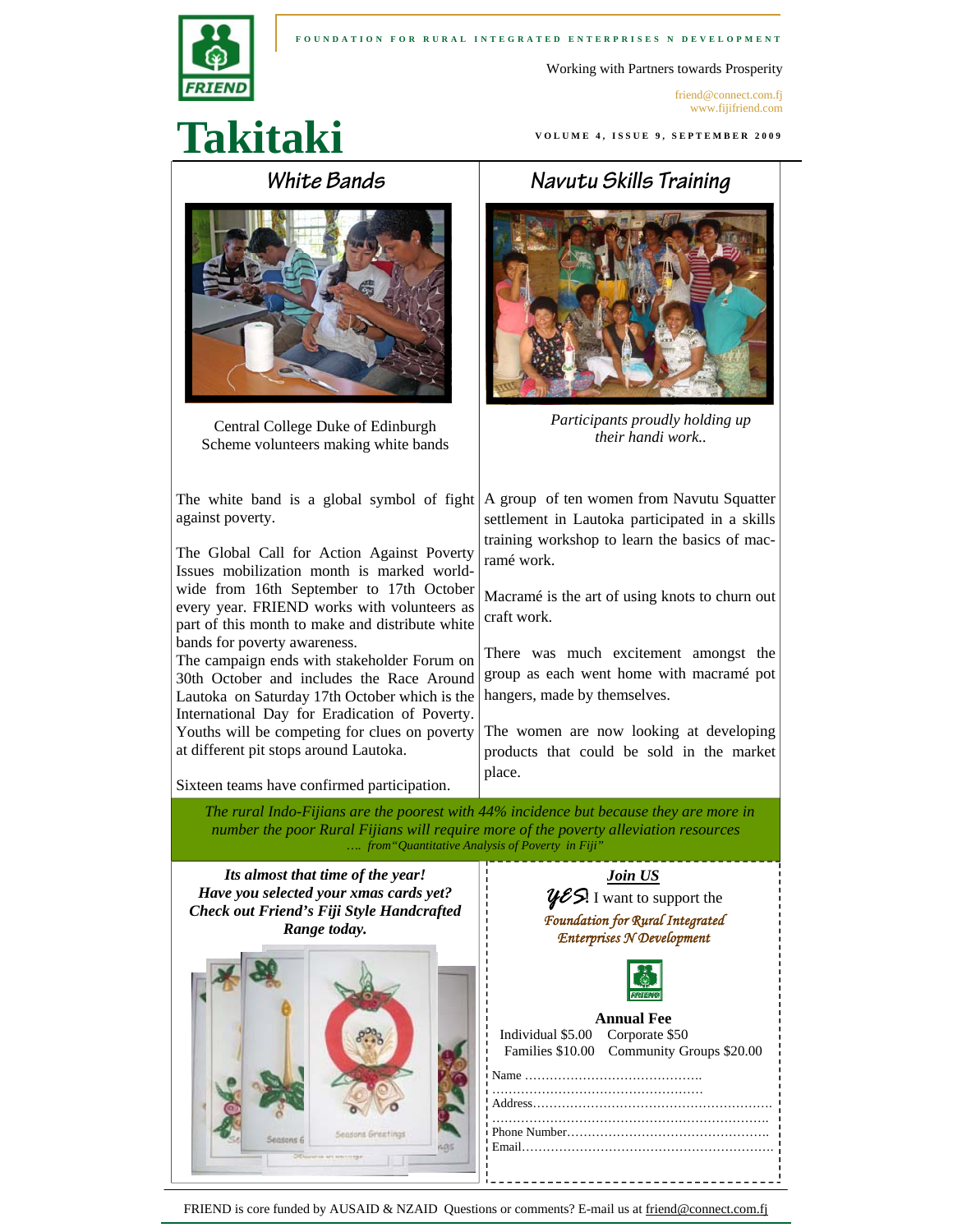FOUNDATION FOR RURAL INTEGRATED ENTERPRISES N DEVELOPMENT

Working with Partners towards Prosperity

friend@connect.com.fj
www.fijifriend.com

# Takitaki

VOLUME 4, ISSUE 9, SEPTEMBER 2009

## White Bands

Central College Duke of Edinburgh Scheme volunteers making white bands

The white band is a global symbol of fight against poverty.

The Global Call for Action Against Poverty Issues mobilization month is marked worldwide from 16th September to 17th October every year. FRIEND works with volunteers as part of this month to make and distribute white bands for poverty awareness.

The campaign ends with stakeholder Forum on 30th October and includes the Race Around Lautoka on Saturday 17th October which is the International Day for Eradication of Poverty. Youths will be competing for clues on poverty at different pit stops around Lautoka.

Sixteen teams have confirmed participation.

## Navutu Skills Training

*Participants proudly holding up their handi work..*

A group of ten women from Navutu Squatter settlement in Lautoka participated in a skills training workshop to learn the basics of macramé work.

Macramé is the art of using knots to churn out craft work.

There was much excitement amongst the group as each went home with macramé pot hangers, made by themselves.

The women are now looking at developing products that could be sold in the market place.

*The rural Indo-Fijians are the poorest with 44% incidence but because they are more in number the poor Rural Fijians will require more of the poverty alleviation resources*

*…. from "Quantitative Analysis of Poverty in Fiji"*

***Its almost that time of the year!***
***Have you selected your xmas cards yet?***
***Check out Friend's Fiji Style Handcrafted Range today.***

**Join US**

*YES*! I want to support the *Foundation for Rural Integrated Enterprises N Development*

**Annual Fee**

Individual $5.00 Corporate $50
Families $10.00 Community Groups $20.00

Name ……………………………………
……………………………………………
Address………………………………………………
……………………………………………………….
Phone Number………………………………………
Email…………………………………………………

FRIEND is core funded by AUSAID & NZAID Questions or comments? E-mail us at friend@connect.com.fj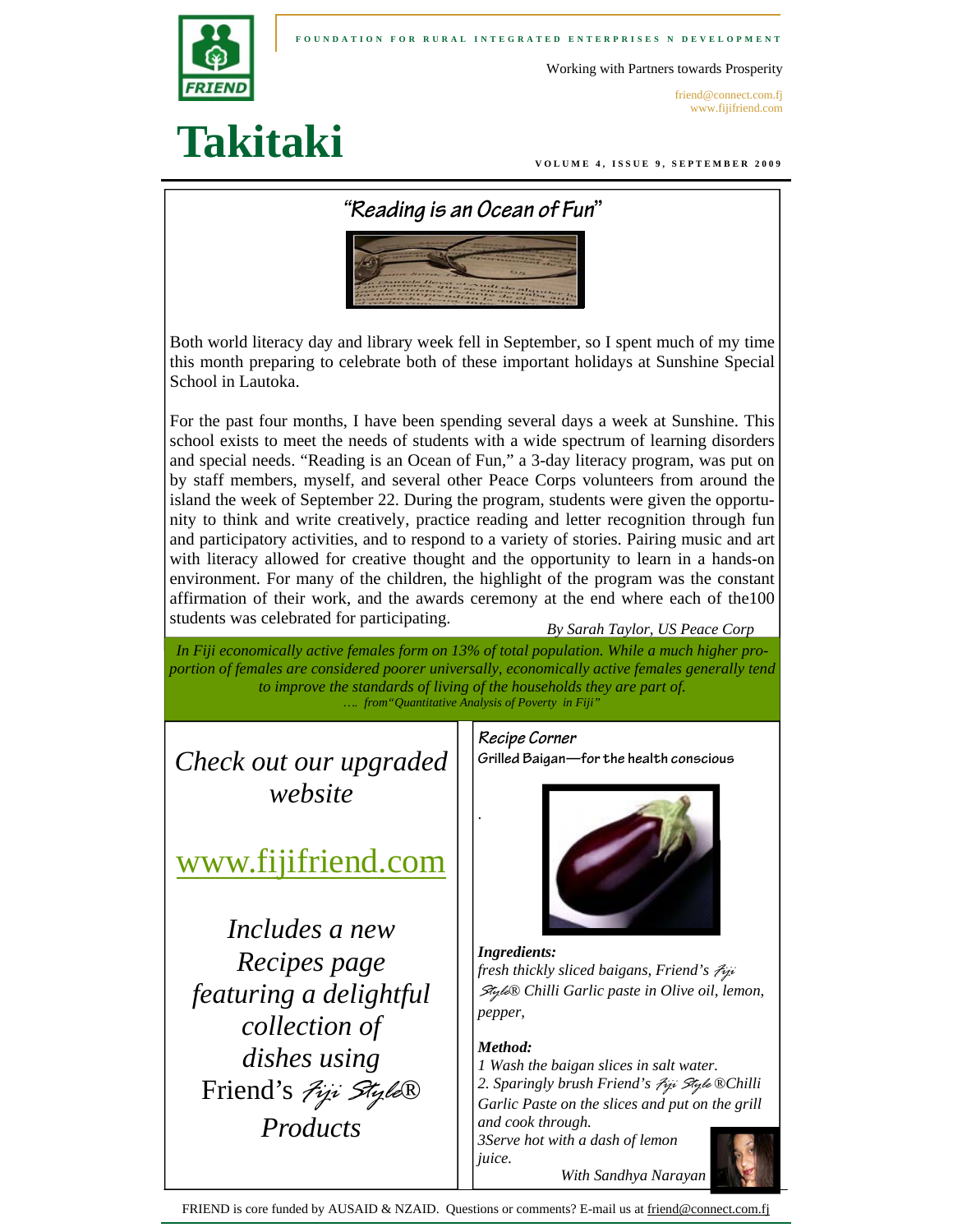FOUNDATION FOR RURAL INTEGRATED ENTERPRISES N DEVELOPMENT

Working with Partners towards Prosperity

friend@connect.com.fj
www.fijifriend.com

# Takitaki

VOLUME 4, ISSUE 9, SEPTEMBER 2009

## "Reading is an Ocean of Fun"

Both world literacy day and library week fell in September, so I spent much of my time this month preparing to celebrate both of these important holidays at Sunshine Special School in Lautoka.

For the past four months, I have been spending several days a week at Sunshine. This school exists to meet the needs of students with a wide spectrum of learning disorders and special needs. "Reading is an Ocean of Fun," a 3-day literacy program, was put on by staff members, myself, and several other Peace Corps volunteers from around the island the week of September 22. During the program, students were given the opportunity to think and write creatively, practice reading and letter recognition through fun and participatory activities, and to respond to a variety of stories. Pairing music and art with literacy allowed for creative thought and the opportunity to learn in a hands-on environment. For many of the children, the highlight of the program was the constant affirmation of their work, and the awards ceremony at the end where each of the100 students was celebrated for participating.

*By Sarah Taylor, US Peace Corp*

*In Fiji economically active females form on 13% of total population. While a much higher proportion of females are considered poorer universally, economically active females generally tend to improve the standards of living of the households they are part of.*
*…. from"Quantitative Analysis of Poverty in Fiji"*

*Check out our upgraded website*

www.fijifriend.com

*Includes a new Recipes page featuring a delightful collection of dishes using* Friend's *Fiji Style*® *Products*

### Recipe Corner

**Grilled Baigan—for the health conscious**

***Ingredients:***
*fresh thickly sliced baigans, Friend's Fiji Style® Chilli Garlic paste in Olive oil, lemon, pepper,*

***Method:***
*1 Wash the baigan slices in salt water.*
*2. Sparingly brush Friend's Fiji Style ®Chilli Garlic Paste on the slices and put on the grill and cook through.*
*3Serve hot with a dash of lemon juice.*

*With Sandhya Narayan*

FRIEND is core funded by AUSAID & NZAID. Questions or comments? E-mail us at friend@connect.com.fj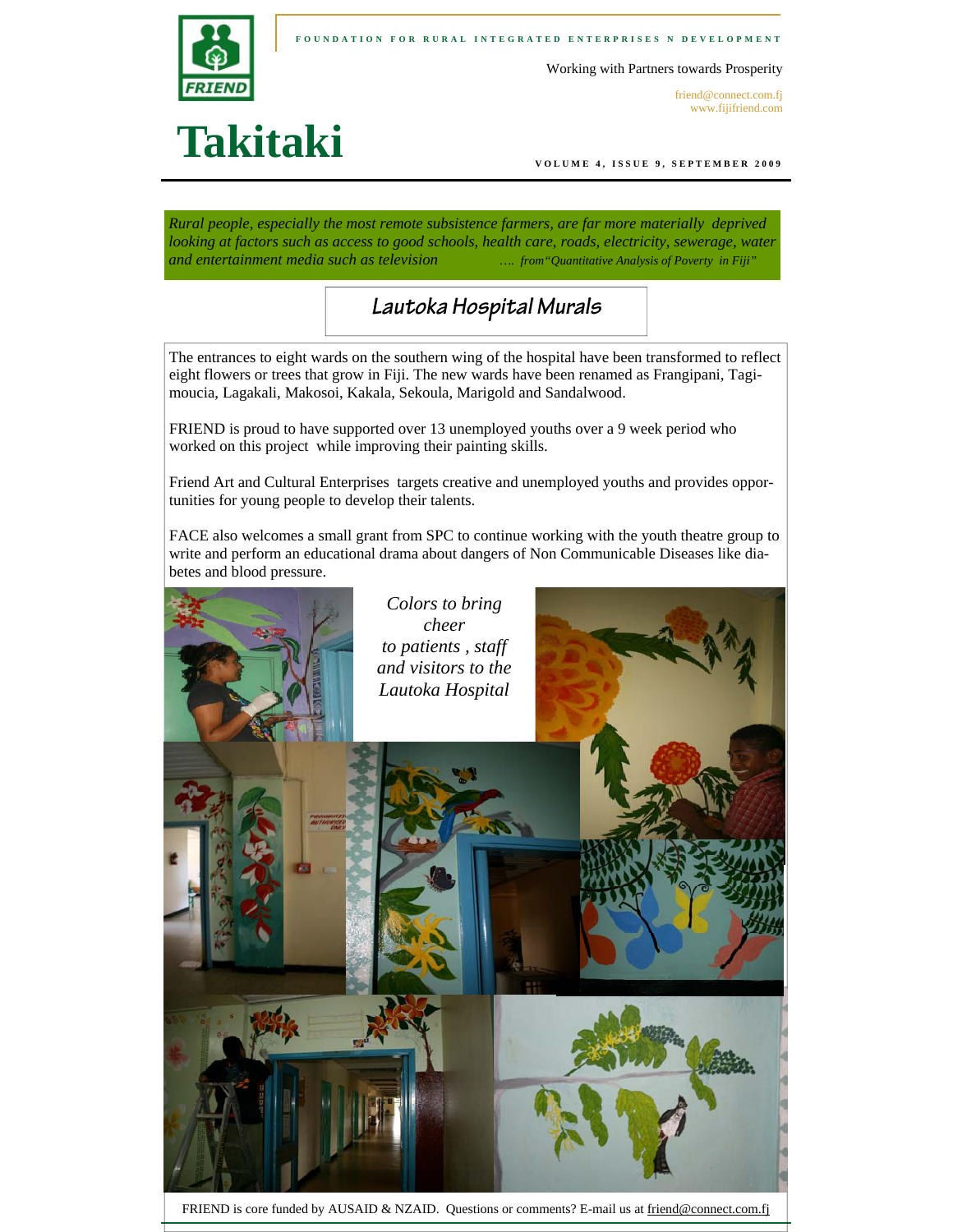FOUNDATION FOR RURAL INTEGRATED ENTERPRISES N DEVELOPMENT

Working with Partners towards Prosperity

friend@connect.com.fj
www.fijifriend.com

# Takitaki

VOLUME 4, ISSUE 9, SEPTEMBER 2009

*Rural people, especially the most remote subsistence farmers, are far more materially deprived looking at factors such as access to good schools, health care, roads, electricity, sewerage, water and entertainment media such as television …. from"Quantitative Analysis of Poverty in Fiji"*

## Lautoka Hospital Murals

The entrances to eight wards on the southern wing of the hospital have been transformed to reflect eight flowers or trees that grow in Fiji. The new wards have been renamed as Frangipani, Tagimoucia, Lagakali, Makosoi, Kakala, Sekoula, Marigold and Sandalwood.

FRIEND is proud to have supported over 13 unemployed youths over a 9 week period who worked on this project while improving their painting skills.

Friend Art and Cultural Enterprises targets creative and unemployed youths and provides opportunities for young people to develop their talents.

FACE also welcomes a small grant from SPC to continue working with the youth theatre group to write and perform an educational drama about dangers of Non Communicable Diseases like diabetes and blood pressure.

*Colors to bring cheer to patients , staff and visitors to the Lautoka Hospital*

FRIEND is core funded by AUSAID & NZAID. Questions or comments? E-mail us at friend@connect.com.fj